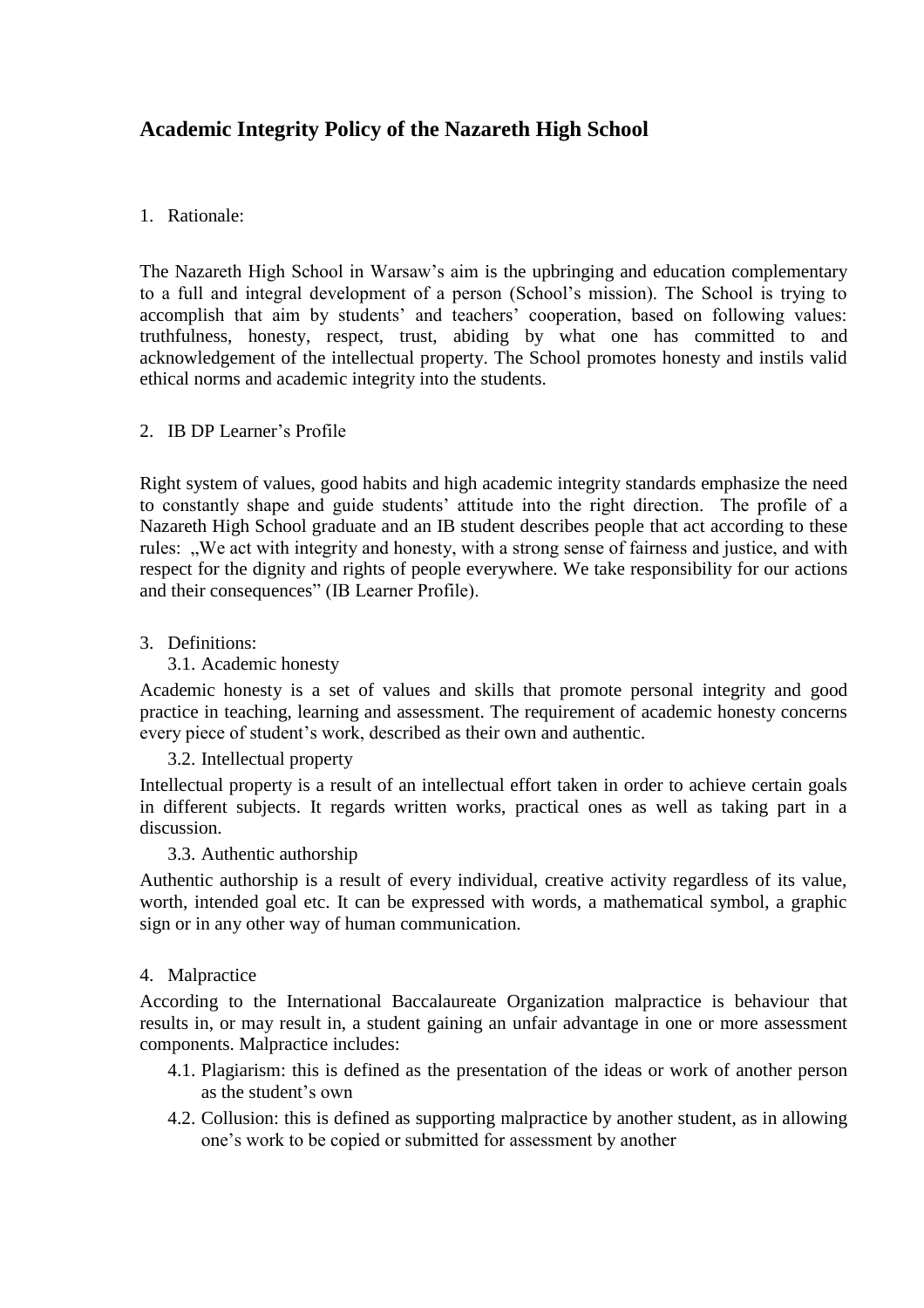# Academic Integrity Policy of the Nazareth High School

1. Rationale:

The Nazareth High School in Warsaw's aim is the upbringing and education complementary to a full and integral development of a person (School's mission). The School is trying to accomplish that aim by students' and teachers' cooperation, based on following values: truthfulness, honesty, respect, trust, abiding by what one has committed to and acknowledgement of the intellectual property. The School promotes honesty and instils valid ethical norms and academic integrity into the students.

2. IB DP Learner's Profile

Right system of values, good habits and high academic integrity standards emphasize the need to constantly shape and guide students' attitude into the right direction. The profile of a Nazareth High School graduate and an IB student describes people that act according to these rules: „We act with integrity and honesty, with a strong sense of fairness and justice, and with respect for the dignity and rights of people everywhere. We take responsibility for our actions and their consequences" (IB Learner Profile).

3. Definitions:

3.1. Academic honesty

Academic honesty is a set of values and skills that promote personal integrity and good practice in teaching, learning and assessment. The requirement of academic honesty concerns every piece of student's work, described as their own and authentic.

3.2. Intellectual property

Intellectual property is a result of an intellectual effort taken in order to achieve certain goals in different subjects. It regards written works, practical ones as well as taking part in a discussion.

3.3. Authentic authorship

Authentic authorship is a result of every individual, creative activity regardless of its value, worth, intended goal etc. It can be expressed with words, a mathematical symbol, a graphic sign or in any other way of human communication.

4. Malpractice

According to the International Baccalaureate Organization malpractice is behaviour that results in, or may result in, a student gaining an unfair advantage in one or more assessment components. Malpractice includes:

4.1. Plagiarism: this is defined as the presentation of the ideas or work of another person as the student's own

4.2. Collusion: this is defined as supporting malpractice by another student, as in allowing one's work to be copied or submitted for assessment by another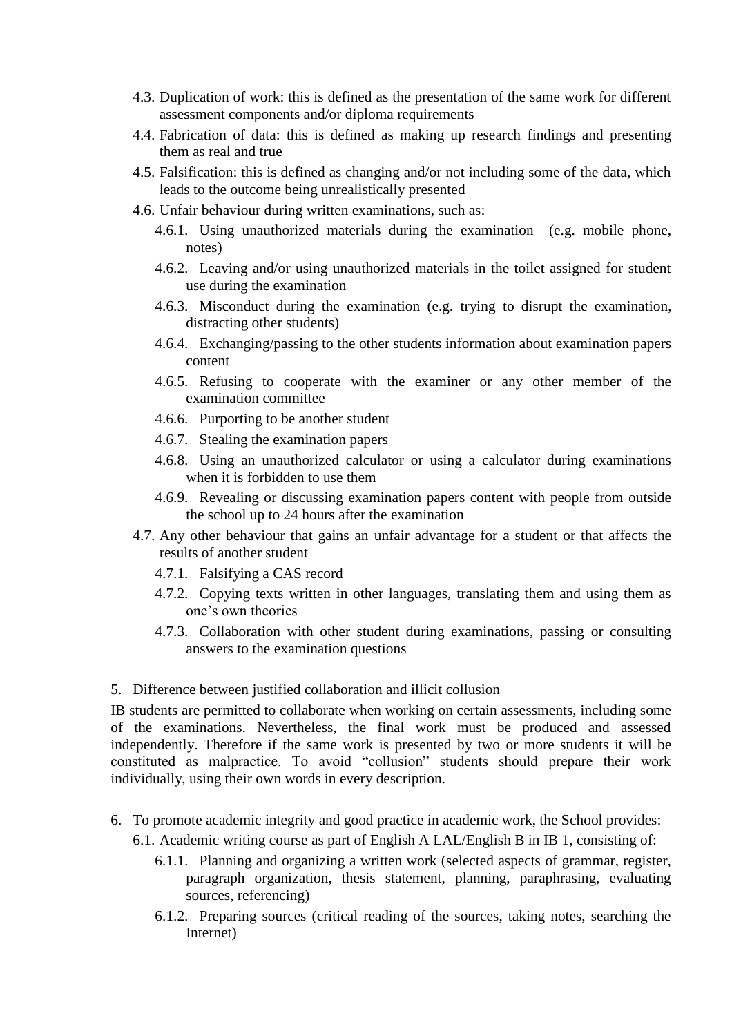- 4.3. Duplication of work: this is defined as the presentation of the same work for different assessment components and/or diploma requirements
- 4.4. Fabrication of data: this is defined as making up research findings and presenting them as real and true
- 4.5. Falsification: this is defined as changing and/or not including some of the data, which leads to the outcome being unrealistically presented
- 4.6. Unfair behaviour during written examinations, such as:
  - 4.6.1. Using unauthorized materials during the examination (e.g. mobile phone, notes)
  - 4.6.2. Leaving and/or using unauthorized materials in the toilet assigned for student use during the examination
  - 4.6.3. Misconduct during the examination (e.g. trying to disrupt the examination, distracting other students)
  - 4.6.4. Exchanging/passing to the other students information about examination papers content
  - 4.6.5. Refusing to cooperate with the examiner or any other member of the examination committee
  - 4.6.6. Purporting to be another student
  - 4.6.7. Stealing the examination papers
  - 4.6.8. Using an unauthorized calculator or using a calculator during examinations when it is forbidden to use them
  - 4.6.9. Revealing or discussing examination papers content with people from outside the school up to 24 hours after the examination
- 4.7. Any other behaviour that gains an unfair advantage for a student or that affects the results of another student
  - 4.7.1. Falsifying a CAS record
  - 4.7.2. Copying texts written in other languages, translating them and using them as one's own theories
  - 4.7.3. Collaboration with other student during examinations, passing or consulting answers to the examination questions

5. Difference between justified collaboration and illicit collusion

IB students are permitted to collaborate when working on certain assessments, including some of the examinations. Nevertheless, the final work must be produced and assessed independently. Therefore if the same work is presented by two or more students it will be constituted as malpractice. To avoid "collusion" students should prepare their work individually, using their own words in every description.

6. To promote academic integrity and good practice in academic work, the School provides:
   - 6.1. Academic writing course as part of English A LAL/English B in IB 1, consisting of:
     - 6.1.1. Planning and organizing a written work (selected aspects of grammar, register, paragraph organization, thesis statement, planning, paraphrasing, evaluating sources, referencing)
     - 6.1.2. Preparing sources (critical reading of the sources, taking notes, searching the Internet)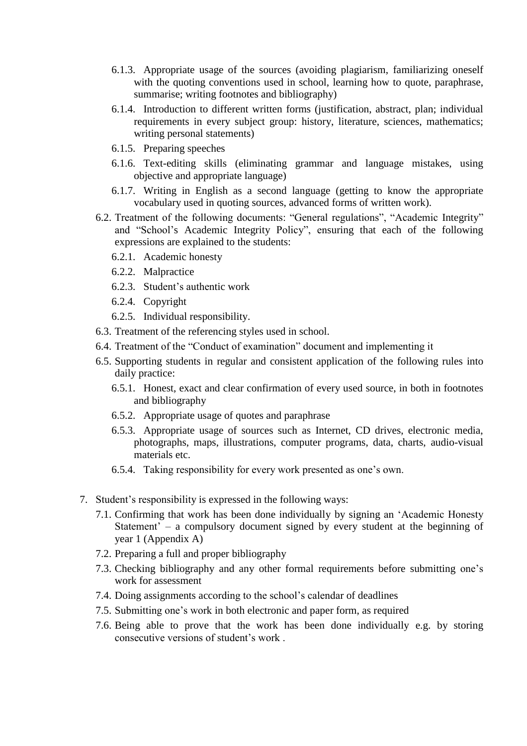- 6.1.3. Appropriate usage of the sources (avoiding plagiarism, familiarizing oneself with the quoting conventions used in school, learning how to quote, paraphrase, summarise; writing footnotes and bibliography)
- 6.1.4. Introduction to different written forms (justification, abstract, plan; individual requirements in every subject group: history, literature, sciences, mathematics; writing personal statements)
- 6.1.5. Preparing speeches
- 6.1.6. Text-editing skills (eliminating grammar and language mistakes, using objective and appropriate language)
- 6.1.7. Writing in English as a second language (getting to know the appropriate vocabulary used in quoting sources, advanced forms of written work).

6.2. Treatment of the following documents: "General regulations", "Academic Integrity" and "School's Academic Integrity Policy", ensuring that each of the following expressions are explained to the students:

- 6.2.1. Academic honesty
- 6.2.2. Malpractice
- 6.2.3. Student's authentic work
- 6.2.4. Copyright
- 6.2.5. Individual responsibility.

6.3. Treatment of the referencing styles used in school.

6.4. Treatment of the "Conduct of examination" document and implementing it

6.5. Supporting students in regular and consistent application of the following rules into daily practice:

- 6.5.1. Honest, exact and clear confirmation of every used source, in both in footnotes and bibliography
- 6.5.2. Appropriate usage of quotes and paraphrase
- 6.5.3. Appropriate usage of sources such as Internet, CD drives, electronic media, photographs, maps, illustrations, computer programs, data, charts, audio-visual materials etc.
- 6.5.4. Taking responsibility for every work presented as one's own.

7. Student's responsibility is expressed in the following ways:

- 7.1. Confirming that work has been done individually by signing an 'Academic Honesty Statement' – a compulsory document signed by every student at the beginning of year 1 (Appendix A)
- 7.2. Preparing a full and proper bibliography
- 7.3. Checking bibliography and any other formal requirements before submitting one's work for assessment
- 7.4. Doing assignments according to the school's calendar of deadlines
- 7.5. Submitting one's work in both electronic and paper form, as required
- 7.6. Being able to prove that the work has been done individually e.g. by storing consecutive versions of student's work .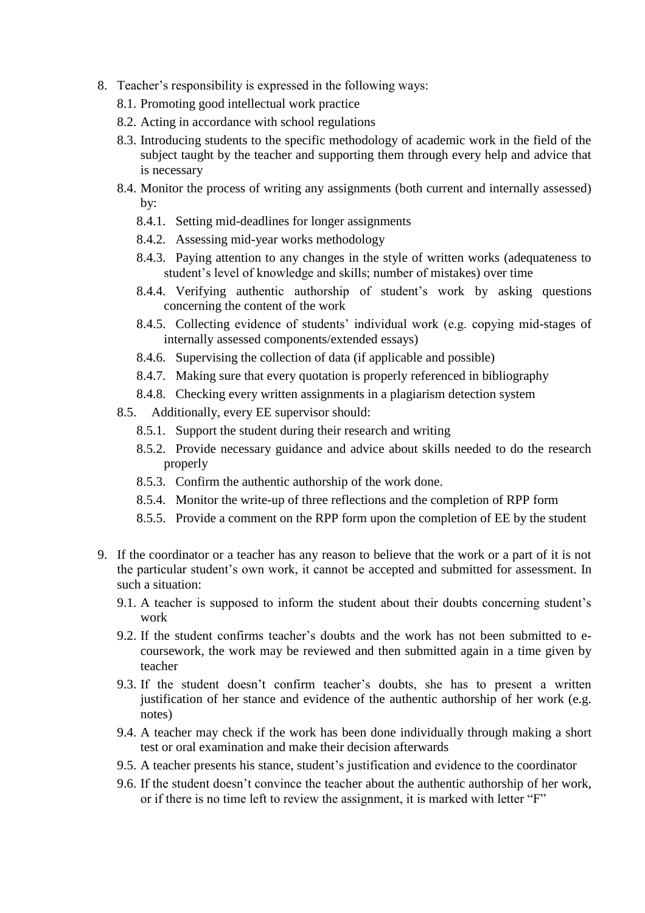8. Teacher's responsibility is expressed in the following ways:
   8.1. Promoting good intellectual work practice
   8.2. Acting in accordance with school regulations
   8.3. Introducing students to the specific methodology of academic work in the field of the subject taught by the teacher and supporting them through every help and advice that is necessary
   8.4. Monitor the process of writing any assignments (both current and internally assessed) by:
      8.4.1. Setting mid-deadlines for longer assignments
      8.4.2. Assessing mid-year works methodology
      8.4.3. Paying attention to any changes in the style of written works (adequateness to student's level of knowledge and skills; number of mistakes) over time
      8.4.4. Verifying authentic authorship of student's work by asking questions concerning the content of the work
      8.4.5. Collecting evidence of students' individual work (e.g. copying mid-stages of internally assessed components/extended essays)
      8.4.6. Supervising the collection of data (if applicable and possible)
      8.4.7. Making sure that every quotation is properly referenced in bibliography
      8.4.8. Checking every written assignments in a plagiarism detection system
   8.5. Additionally, every EE supervisor should:
      8.5.1. Support the student during their research and writing
      8.5.2. Provide necessary guidance and advice about skills needed to do the research properly
      8.5.3. Confirm the authentic authorship of the work done.
      8.5.4. Monitor the write-up of three reflections and the completion of RPP form
      8.5.5. Provide a comment on the RPP form upon the completion of EE by the student

9. If the coordinator or a teacher has any reason to believe that the work or a part of it is not the particular student's own work, it cannot be accepted and submitted for assessment. In such a situation:
   9.1. A teacher is supposed to inform the student about their doubts concerning student's work
   9.2. If the student confirms teacher's doubts and the work has not been submitted to e-coursework, the work may be reviewed and then submitted again in a time given by teacher
   9.3. If the student doesn't confirm teacher's doubts, she has to present a written justification of her stance and evidence of the authentic authorship of her work (e.g. notes)
   9.4. A teacher may check if the work has been done individually through making a short test or oral examination and make their decision afterwards
   9.5. A teacher presents his stance, student's justification and evidence to the coordinator
   9.6. If the student doesn't convince the teacher about the authentic authorship of her work, or if there is no time left to review the assignment, it is marked with letter "F"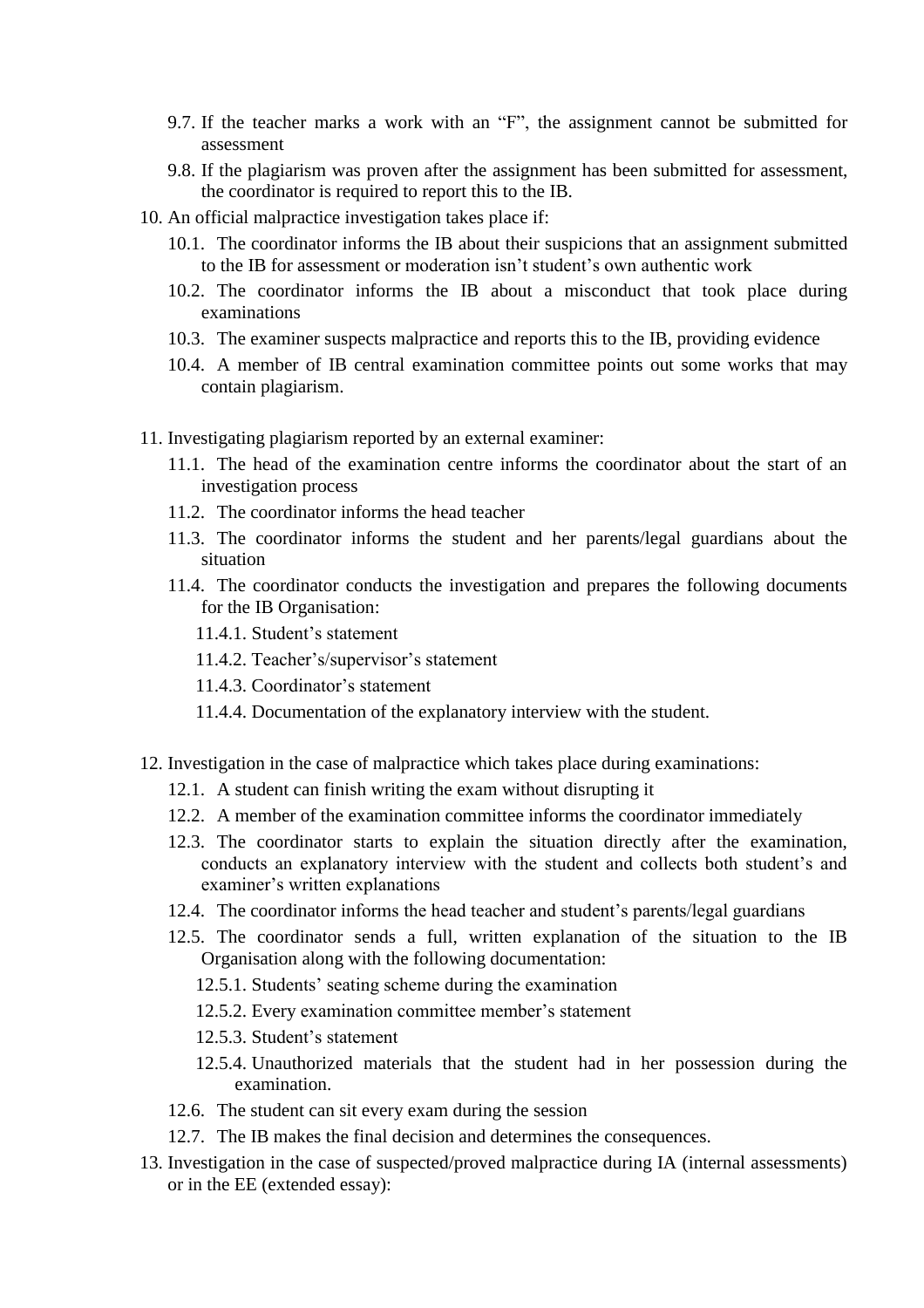9.7. If the teacher marks a work with an "F", the assignment cannot be submitted for assessment

9.8. If the plagiarism was proven after the assignment has been submitted for assessment, the coordinator is required to report this to the IB.

10. An official malpractice investigation takes place if:

    10.1. The coordinator informs the IB about their suspicions that an assignment submitted to the IB for assessment or moderation isn't student's own authentic work

    10.2. The coordinator informs the IB about a misconduct that took place during examinations

    10.3. The examiner suspects malpractice and reports this to the IB, providing evidence

    10.4. A member of IB central examination committee points out some works that may contain plagiarism.

11. Investigating plagiarism reported by an external examiner:

    11.1. The head of the examination centre informs the coordinator about the start of an investigation process

    11.2. The coordinator informs the head teacher

    11.3. The coordinator informs the student and her parents/legal guardians about the situation

    11.4. The coordinator conducts the investigation and prepares the following documents for the IB Organisation:

        11.4.1. Student's statement

        11.4.2. Teacher's/supervisor's statement

        11.4.3. Coordinator's statement

        11.4.4. Documentation of the explanatory interview with the student.

12. Investigation in the case of malpractice which takes place during examinations:

    12.1. A student can finish writing the exam without disrupting it

    12.2. A member of the examination committee informs the coordinator immediately

    12.3. The coordinator starts to explain the situation directly after the examination, conducts an explanatory interview with the student and collects both student's and examiner's written explanations

    12.4. The coordinator informs the head teacher and student's parents/legal guardians

    12.5. The coordinator sends a full, written explanation of the situation to the IB Organisation along with the following documentation:

        12.5.1. Students' seating scheme during the examination

        12.5.2. Every examination committee member's statement

        12.5.3. Student's statement

        12.5.4. Unauthorized materials that the student had in her possession during the examination.

    12.6. The student can sit every exam during the session

    12.7. The IB makes the final decision and determines the consequences.

13. Investigation in the case of suspected/proved malpractice during IA (internal assessments) or in the EE (extended essay):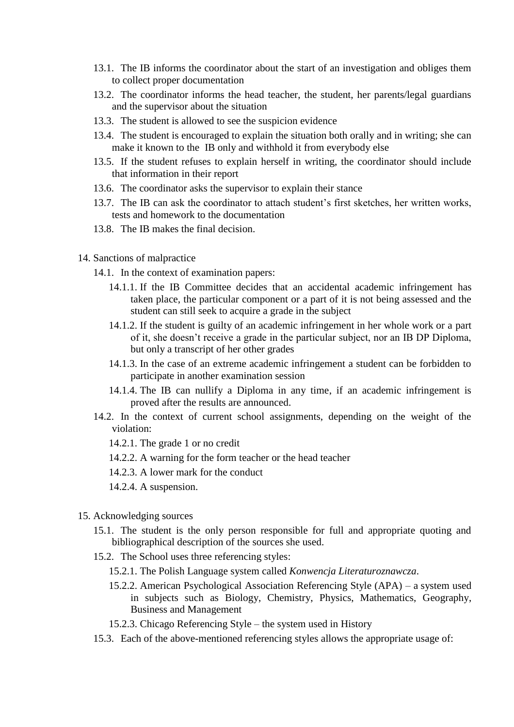- 13.1. The IB informs the coordinator about the start of an investigation and obliges them to collect proper documentation
- 13.2. The coordinator informs the head teacher, the student, her parents/legal guardians and the supervisor about the situation
- 13.3. The student is allowed to see the suspicion evidence
- 13.4. The student is encouraged to explain the situation both orally and in writing; she can make it known to the IB only and withhold it from everybody else
- 13.5. If the student refuses to explain herself in writing, the coordinator should include that information in their report
- 13.6. The coordinator asks the supervisor to explain their stance
- 13.7. The IB can ask the coordinator to attach student's first sketches, her written works, tests and homework to the documentation
- 13.8. The IB makes the final decision.

14. Sanctions of malpractice
    - 14.1. In the context of examination papers:
        - 14.1.1. If the IB Committee decides that an accidental academic infringement has taken place, the particular component or a part of it is not being assessed and the student can still seek to acquire a grade in the subject
        - 14.1.2. If the student is guilty of an academic infringement in her whole work or a part of it, she doesn't receive a grade in the particular subject, nor an IB DP Diploma, but only a transcript of her other grades
        - 14.1.3. In the case of an extreme academic infringement a student can be forbidden to participate in another examination session
        - 14.1.4. The IB can nullify a Diploma in any time, if an academic infringement is proved after the results are announced.
    - 14.2. In the context of current school assignments, depending on the weight of the violation:
        - 14.2.1. The grade 1 or no credit
        - 14.2.2. A warning for the form teacher or the head teacher
        - 14.2.3. A lower mark for the conduct
        - 14.2.4. A suspension.

15. Acknowledging sources
    - 15.1. The student is the only person responsible for full and appropriate quoting and bibliographical description of the sources she used.
    - 15.2. The School uses three referencing styles:
        - 15.2.1. The Polish Language system called *Konwencja Literaturoznawcza*.
        - 15.2.2. American Psychological Association Referencing Style (APA) – a system used in subjects such as Biology, Chemistry, Physics, Mathematics, Geography, Business and Management
        - 15.2.3. Chicago Referencing Style – the system used in History
    - 15.3. Each of the above-mentioned referencing styles allows the appropriate usage of: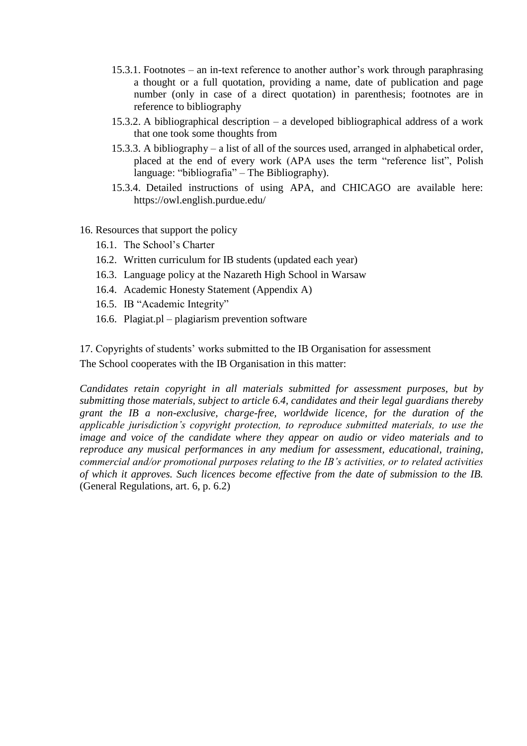15.3.1. Footnotes – an in-text reference to another author's work through paraphrasing a thought or a full quotation, providing a name, date of publication and page number (only in case of a direct quotation) in parenthesis; footnotes are in reference to bibliography

15.3.2. A bibliographical description – a developed bibliographical address of a work that one took some thoughts from

15.3.3. A bibliography – a list of all of the sources used, arranged in alphabetical order, placed at the end of every work (APA uses the term "reference list", Polish language: "bibliografia" – The Bibliography).

15.3.4. Detailed instructions of using APA, and CHICAGO are available here: https://owl.english.purdue.edu/

16. Resources that support the policy

16.1. The School's Charter

16.2. Written curriculum for IB students (updated each year)

16.3. Language policy at the Nazareth High School in Warsaw

16.4. Academic Honesty Statement (Appendix A)

16.5. IB "Academic Integrity"

16.6. Plagiat.pl – plagiarism prevention software

17. Copyrights of students' works submitted to the IB Organisation for assessment

The School cooperates with the IB Organisation in this matter:

*Candidates retain copyright in all materials submitted for assessment purposes, but by submitting those materials, subject to article 6.4, candidates and their legal guardians thereby grant the IB a non-exclusive, charge-free, worldwide licence, for the duration of the applicable jurisdiction's copyright protection, to reproduce submitted materials, to use the image and voice of the candidate where they appear on audio or video materials and to reproduce any musical performances in any medium for assessment, educational, training, commercial and/or promotional purposes relating to the IB's activities, or to related activities of which it approves. Such licences become effective from the date of submission to the IB.* (General Regulations, art. 6, p. 6.2)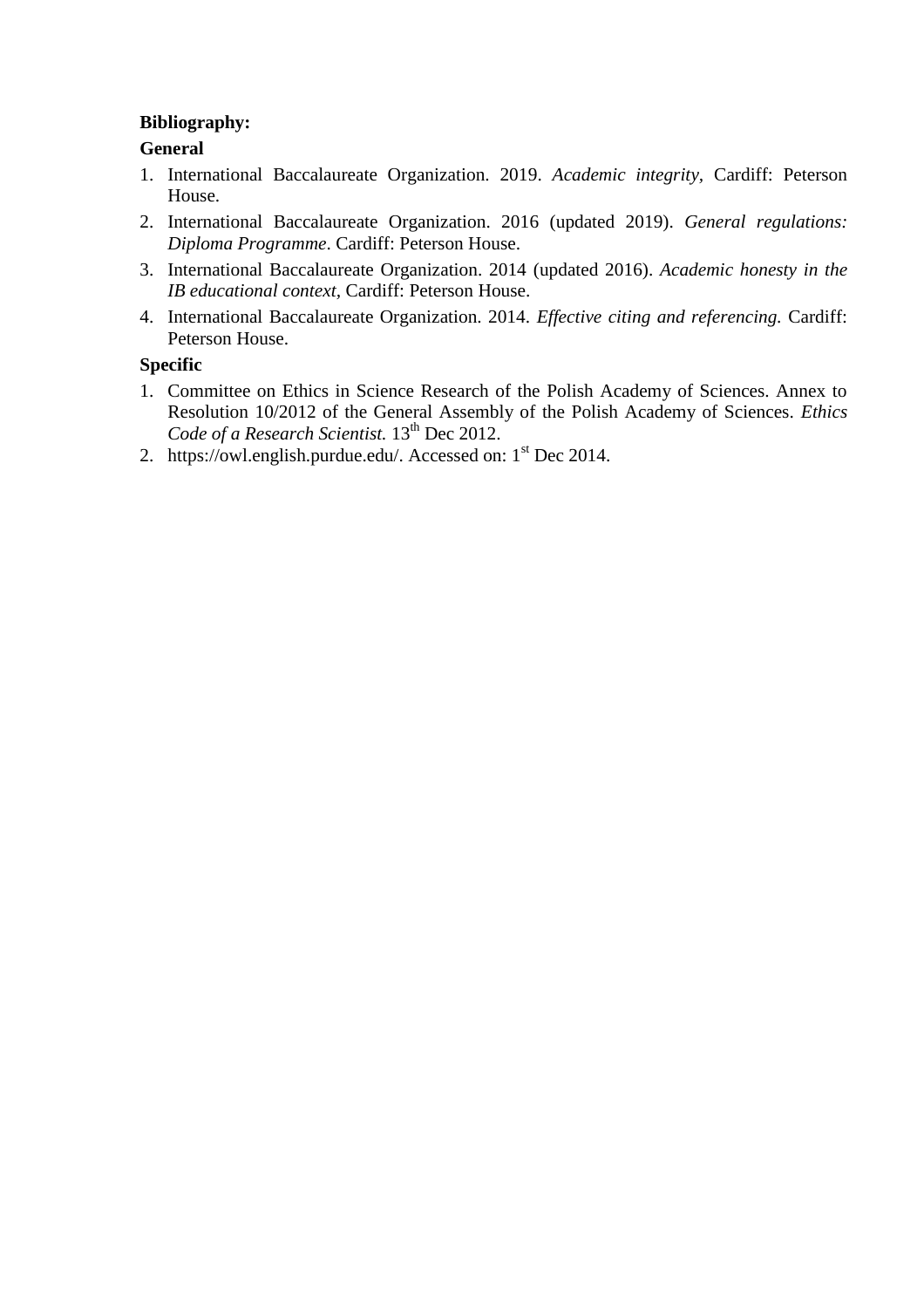**Bibliography:**

**General**

1. International Baccalaureate Organization. 2019. *Academic integrity*, Cardiff: Peterson House.
2. International Baccalaureate Organization. 2016 (updated 2019). *General regulations: Diploma Programme*. Cardiff: Peterson House.
3. International Baccalaureate Organization. 2014 (updated 2016). *Academic honesty in the IB educational context*, Cardiff: Peterson House.
4. International Baccalaureate Organization. 2014. *Effective citing and referencing.* Cardiff: Peterson House.

**Specific**

1. Committee on Ethics in Science Research of the Polish Academy of Sciences. Annex to Resolution 10/2012 of the General Assembly of the Polish Academy of Sciences. *Ethics Code of a Research Scientist.* 13th Dec 2012.
2. https://owl.english.purdue.edu/. Accessed on: 1st Dec 2014.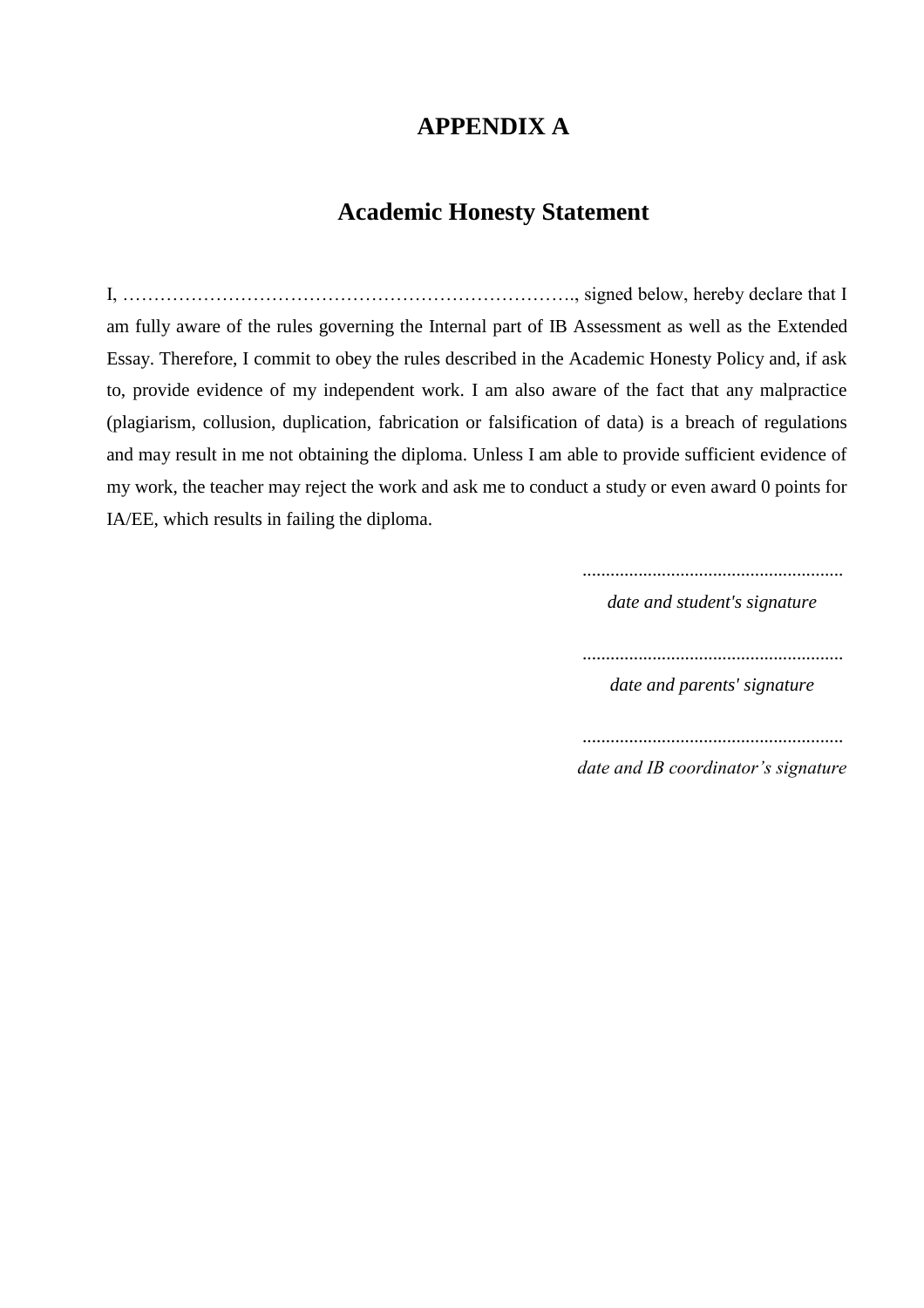# APPENDIX A

## Academic Honesty Statement

I, ……………………………………………………………….., signed below, hereby declare that I am fully aware of the rules governing the Internal part of IB Assessment as well as the Extended Essay. Therefore, I commit to obey the rules described in the Academic Honesty Policy and, if ask to, provide evidence of my independent work. I am also aware of the fact that any malpractice (plagiarism, collusion, duplication, fabrication or falsification of data) is a breach of regulations and may result in me not obtaining the diploma. Unless I am able to provide sufficient evidence of my work, the teacher may reject the work and ask me to conduct a study or even award 0 points for IA/EE, which results in failing the diploma.

........................................................

*date and student's signature*

........................................................

*date and parents' signature*

........................................................

*date and IB coordinator's signature*